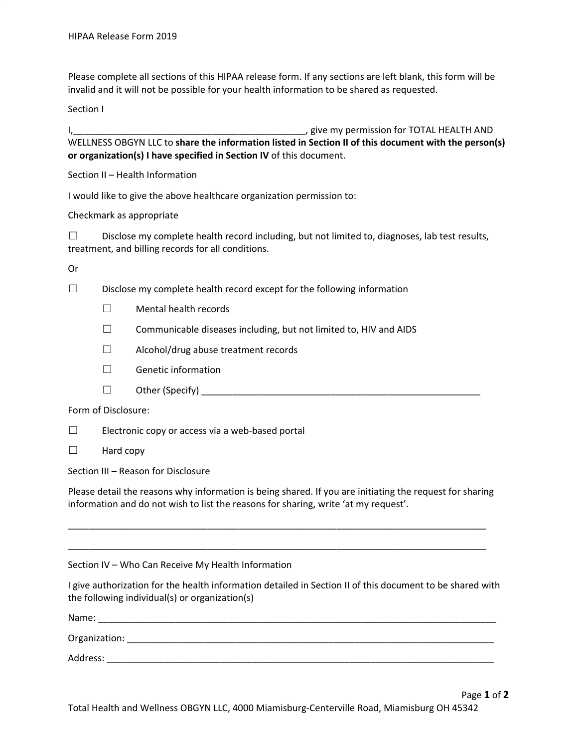# HIPAA Release Form 2019

Please complete all sections of this HIPAA release form. If any sections are left blank, this form will be invalid and it will not be possible for your health information to be shared as requested.

## Section I

I,_______________________________________________, give my permission for TOTAL HEALTH AND WELLNESS OBGYN LLC to **share the information listed in Section II of this document with the person(s) or organization(s) I have specified in Section IV** of this document.

## Section II – Health Information

I would like to give the above healthcare organization permission to:

Checkmark as appropriate

☐ Disclose my complete health record including, but not limited to, diagnoses, lab test results, treatment, and billing records for all conditions.

Or

☐ Disclose my complete health record except for the following information

- ☐ Mental health records
- ☐ Communicable diseases including, but not limited to, HIV and AIDS
- ☐ Alcohol/drug abuse treatment records
- ☐ Genetic information
- ☐ Other (Specify) ________________________________________________________

Form of Disclosure:

☐ Electronic copy or access via a web-based portal

☐ Hard copy

## Section III – Reason for Disclosure

Please detail the reasons why information is being shared. If you are initiating the request for sharing information and do not wish to list the reasons for sharing, write 'at my request'.

_____________________________________________________________________________________

_____________________________________________________________________________________

## Section IV – Who Can Receive My Health Information

I give authorization for the health information detailed in Section II of this document to be shared with the following individual(s) or organization(s)

Name: _________________________________________________________________________________

Organization: ___________________________________________________________________________

Address: _______________________________________________________________________________

Total Health and Wellness OBGYN LLC, 4000 Miamisburg-Centerville Road, Miamisburg OH 45342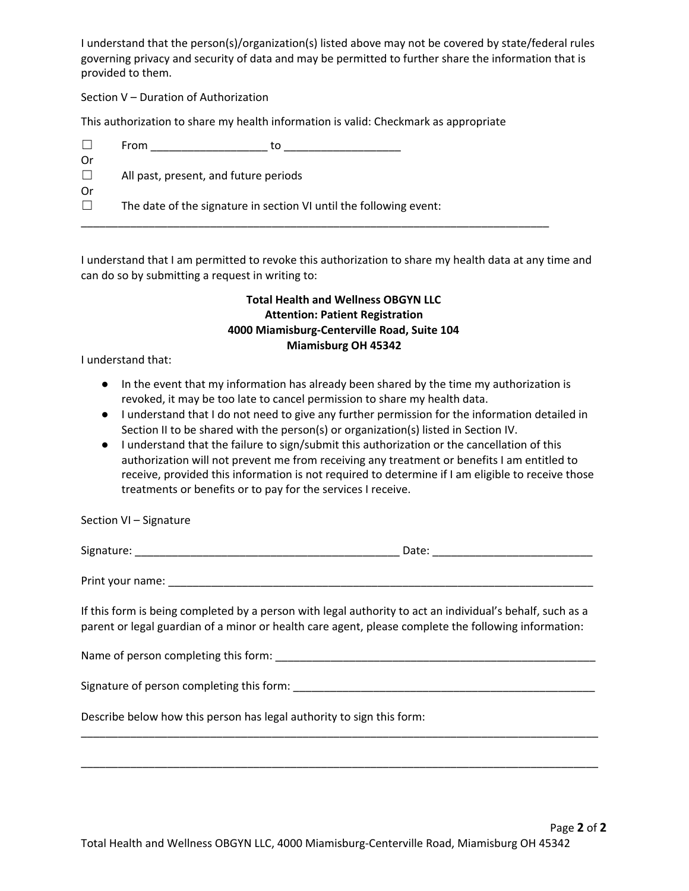I understand that the person(s)/organization(s) listed above may not be covered by state/federal rules governing privacy and security of data and may be permitted to further share the information that is provided to them.

Section V – Duration of Authorization

This authorization to share my health information is valid: Checkmark as appropriate

☐ From ___________________ to ___________________

Or

☐ All past, present, and future periods

Or

☐ The date of the signature in section VI until the following event:

_______________________________________________________________________________

I understand that I am permitted to revoke this authorization to share my health data at any time and can do so by submitting a request in writing to:

**Total Health and Wellness OBGYN LLC**
**Attention: Patient Registration**
**4000 Miamisburg-Centerville Road, Suite 104**
**Miamisburg OH 45342**

I understand that:

- In the event that my information has already been shared by the time my authorization is revoked, it may be too late to cancel permission to share my health data.
- I understand that I do not need to give any further permission for the information detailed in Section II to be shared with the person(s) or organization(s) listed in Section IV.
- I understand that the failure to sign/submit this authorization or the cancellation of this authorization will not prevent me from receiving any treatment or benefits I am entitled to receive, provided this information is not required to determine if I am eligible to receive those treatments or benefits or to pay for the services I receive.

Section VI – Signature

Signature: ____________________________________________ Date: __________________________

Print your name: ________________________________________________________________________

If this form is being completed by a person with legal authority to act an individual's behalf, such as a parent or legal guardian of a minor or health care agent, please complete the following information:

Name of person completing this form: ______________________________________________________

Signature of person completing this form: __________________________________________________

Describe below how this person has legal authority to sign this form:

_______________________________________________________________________________________

_______________________________________________________________________________________